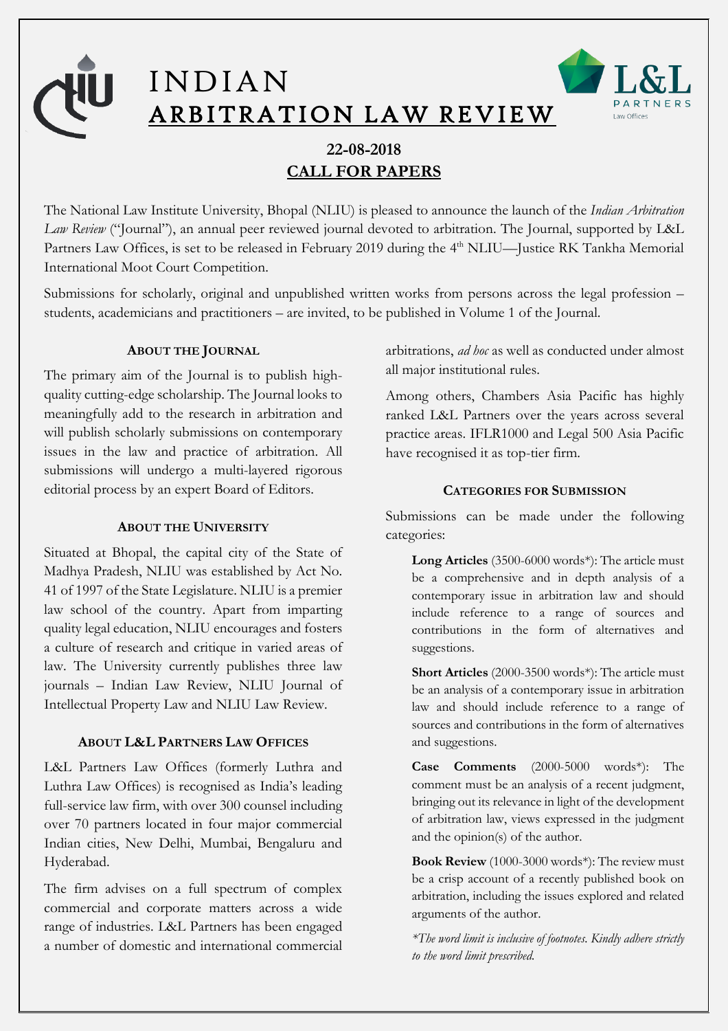# INDIAN ARBITRATION LAW REVIEW

L&L PARTNERS
Law Offices

## 22-08-2018

## CALL FOR PAPERS

The National Law Institute University, Bhopal (NLIU) is pleased to announce the launch of the *Indian Arbitration Law Review* ("Journal"), an annual peer reviewed journal devoted to arbitration. The Journal, supported by L&L Partners Law Offices, is set to be released in February 2019 during the 4th NLIU—Justice RK Tankha Memorial International Moot Court Competition.

Submissions for scholarly, original and unpublished written works from persons across the legal profession – students, academicians and practitioners – are invited, to be published in Volume 1 of the Journal.

### ABOUT THE JOURNAL

The primary aim of the Journal is to publish high-quality cutting-edge scholarship. The Journal looks to meaningfully add to the research in arbitration and will publish scholarly submissions on contemporary issues in the law and practice of arbitration. All submissions will undergo a multi-layered rigorous editorial process by an expert Board of Editors.

### ABOUT THE UNIVERSITY

Situated at Bhopal, the capital city of the State of Madhya Pradesh, NLIU was established by Act No. 41 of 1997 of the State Legislature. NLIU is a premier law school of the country. Apart from imparting quality legal education, NLIU encourages and fosters a culture of research and critique in varied areas of law. The University currently publishes three law journals – Indian Law Review, NLIU Journal of Intellectual Property Law and NLIU Law Review.

### ABOUT L&L PARTNERS LAW OFFICES

L&L Partners Law Offices (formerly Luthra and Luthra Law Offices) is recognised as India's leading full-service law firm, with over 300 counsel including over 70 partners located in four major commercial Indian cities, New Delhi, Mumbai, Bengaluru and Hyderabad.

The firm advises on a full spectrum of complex commercial and corporate matters across a wide range of industries. L&L Partners has been engaged a number of domestic and international commercial arbitrations, *ad hoc* as well as conducted under almost all major institutional rules.

Among others, Chambers Asia Pacific has highly ranked L&L Partners over the years across several practice areas. IFLR1000 and Legal 500 Asia Pacific have recognised it as top-tier firm.

### CATEGORIES FOR SUBMISSION

Submissions can be made under the following categories:

**Long Articles** (3500-6000 words*): The article must be a comprehensive and in depth analysis of a contemporary issue in arbitration law and should include reference to a range of sources and contributions in the form of alternatives and suggestions.

**Short Articles** (2000-3500 words*): The article must be an analysis of a contemporary issue in arbitration law and should include reference to a range of sources and contributions in the form of alternatives and suggestions.

**Case Comments** (2000-5000 words*): The comment must be an analysis of a recent judgment, bringing out its relevance in light of the development of arbitration law, views expressed in the judgment and the opinion(s) of the author.

**Book Review** (1000-3000 words*): The review must be a crisp account of a recently published book on arbitration, including the issues explored and related arguments of the author.

*\*The word limit is inclusive of footnotes. Kindly adhere strictly to the word limit prescribed.*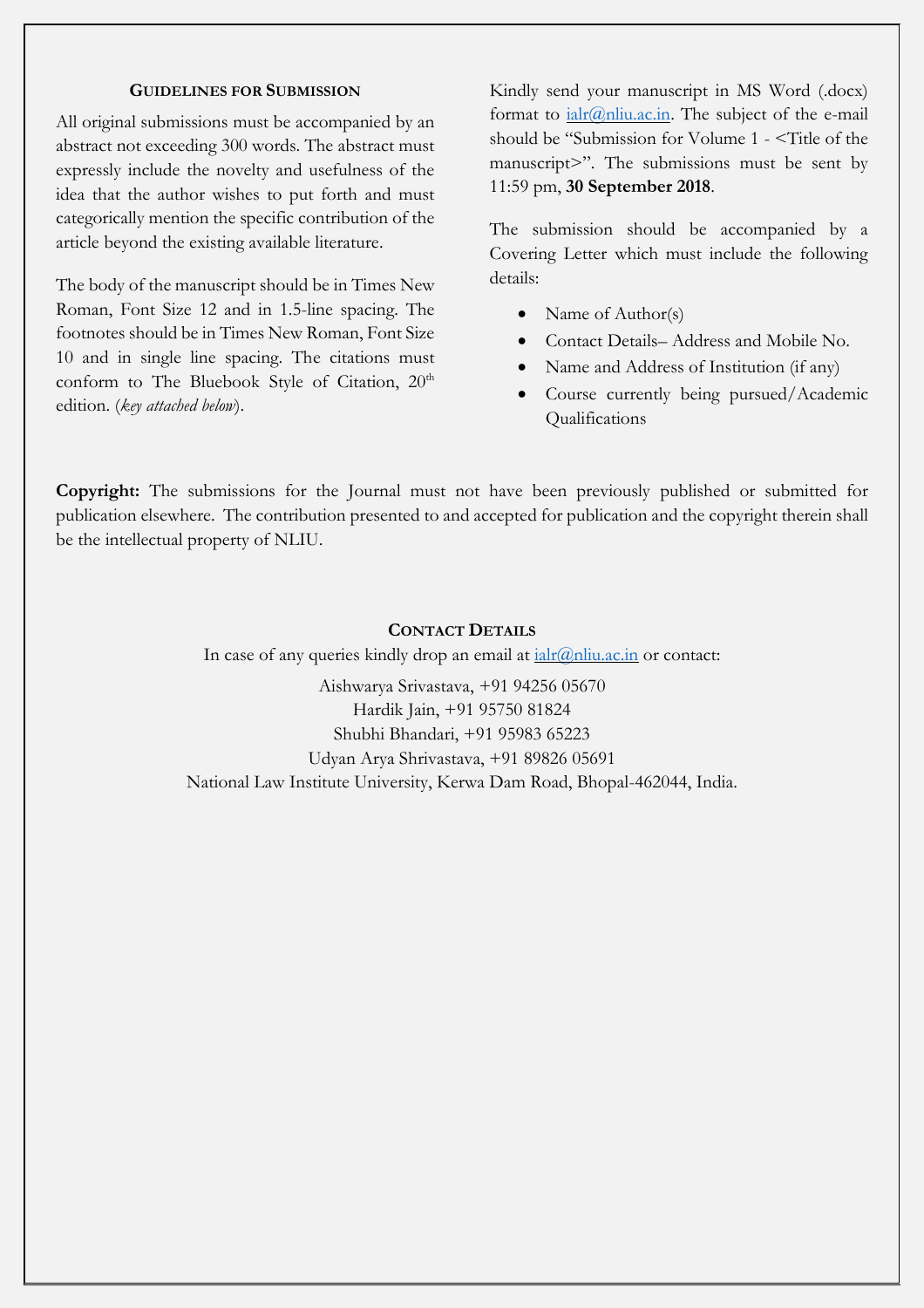## GUIDELINES FOR SUBMISSION

All original submissions must be accompanied by an abstract not exceeding 300 words. The abstract must expressly include the novelty and usefulness of the idea that the author wishes to put forth and must categorically mention the specific contribution of the article beyond the existing available literature.

The body of the manuscript should be in Times New Roman, Font Size 12 and in 1.5-line spacing. The footnotes should be in Times New Roman, Font Size 10 and in single line spacing. The citations must conform to The Bluebook Style of Citation, 20th edition. (*key attached below*).

Kindly send your manuscript in MS Word (.docx) format to ialr@nliu.ac.in. The subject of the e-mail should be "Submission for Volume 1 - <Title of the manuscript>". The submissions must be sent by 11:59 pm, **30 September 2018**.

The submission should be accompanied by a Covering Letter which must include the following details:

- Name of Author(s)
- Contact Details– Address and Mobile No.
- Name and Address of Institution (if any)
- Course currently being pursued/Academic Qualifications

**Copyright:** The submissions for the Journal must not have been previously published or submitted for publication elsewhere. The contribution presented to and accepted for publication and the copyright therein shall be the intellectual property of NLIU.

## CONTACT DETAILS

In case of any queries kindly drop an email at ialr@nliu.ac.in or contact:

Aishwarya Srivastava, +91 94256 05670
Hardik Jain, +91 95750 81824
Shubhi Bhandari, +91 95983 65223
Udyan Arya Shrivastava, +91 89826 05691
National Law Institute University, Kerwa Dam Road, Bhopal-462044, India.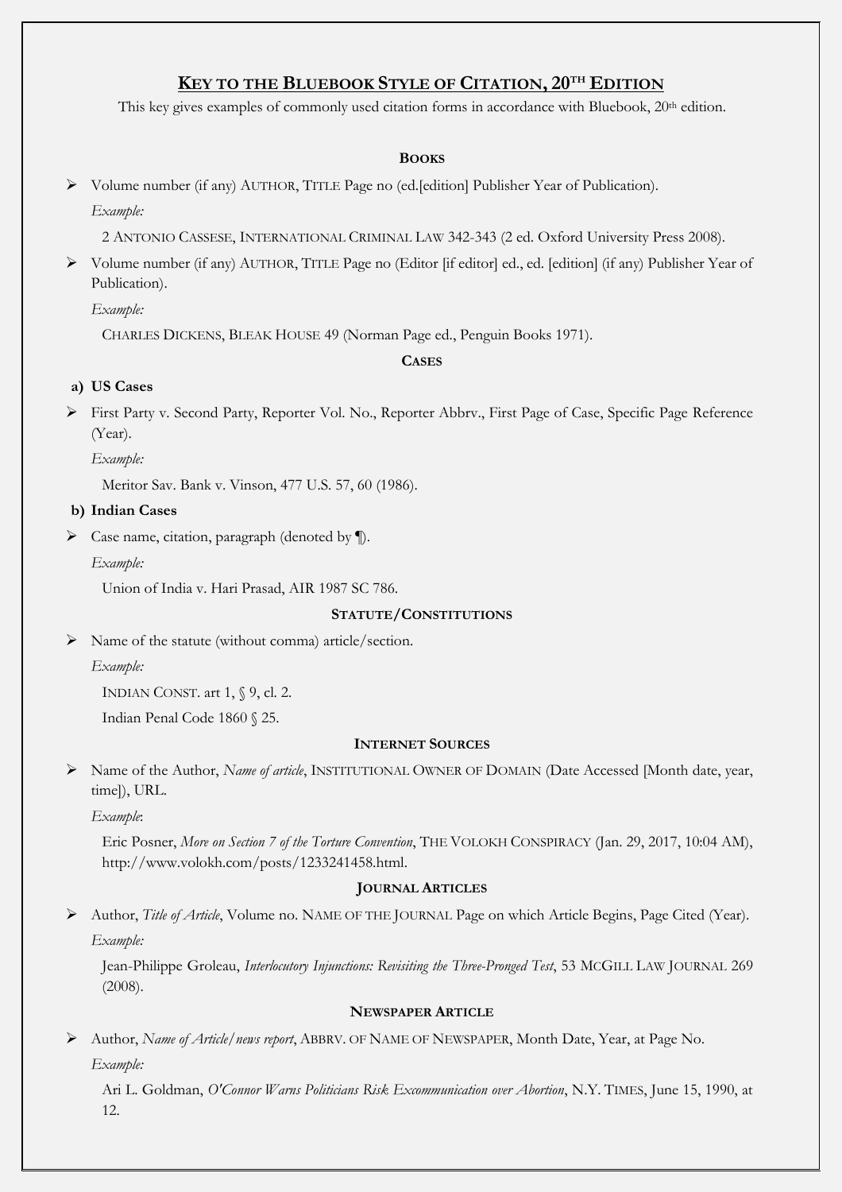## KEY TO THE BLUEBOOK STYLE OF CITATION, 20TH EDITION

This key gives examples of commonly used citation forms in accordance with Bluebook, 20th edition.

### BOOKS

- Volume number (if any) AUTHOR, TITLE Page no (ed.[edition] Publisher Year of Publication).

  *Example:*

  2 ANTONIO CASSESE, INTERNATIONAL CRIMINAL LAW 342-343 (2 ed. Oxford University Press 2008).

- Volume number (if any) AUTHOR, TITLE Page no (Editor [if editor] ed., ed. [edition] (if any) Publisher Year of Publication).

  *Example:*

  CHARLES DICKENS, BLEAK HOUSE 49 (Norman Page ed., Penguin Books 1971).

### CASES

**a) US Cases**

- First Party v. Second Party, Reporter Vol. No., Reporter Abbrv., First Page of Case, Specific Page Reference (Year).

  *Example:*

  Meritor Sav. Bank v. Vinson, 477 U.S. 57, 60 (1986).

**b) Indian Cases**

- Case name, citation, paragraph (denoted by ¶).

  *Example:*

  Union of India v. Hari Prasad, AIR 1987 SC 786.

### STATUTE/CONSTITUTIONS

- Name of the statute (without comma) article/section.

  *Example:*

  INDIAN CONST. art 1, § 9, cl. 2.

  Indian Penal Code 1860 § 25.

### INTERNET SOURCES

- Name of the Author, *Name of article*, INSTITUTIONAL OWNER OF DOMAIN (Date Accessed [Month date, year, time]), URL.

  *Example*:

  Eric Posner, *More on Section 7 of the Torture Convention*, THE VOLOKH CONSPIRACY (Jan. 29, 2017, 10:04 AM), http://www.volokh.com/posts/1233241458.html.

### JOURNAL ARTICLES

- Author, *Title of Article*, Volume no. NAME OF THE JOURNAL Page on which Article Begins, Page Cited (Year).

  *Example:*

  Jean-Philippe Groleau, *Interlocutory Injunctions: Revisiting the Three-Pronged Test*, 53 MCGILL LAW JOURNAL 269 (2008).

### NEWSPAPER ARTICLE

- Author, *Name of Article/news report*, ABBRV. OF NAME OF NEWSPAPER, Month Date, Year, at Page No.

  *Example:*

  Ari L. Goldman, *O'Connor Warns Politicians Risk Excommunication over Abortion*, N.Y. TIMES, June 15, 1990, at 12.